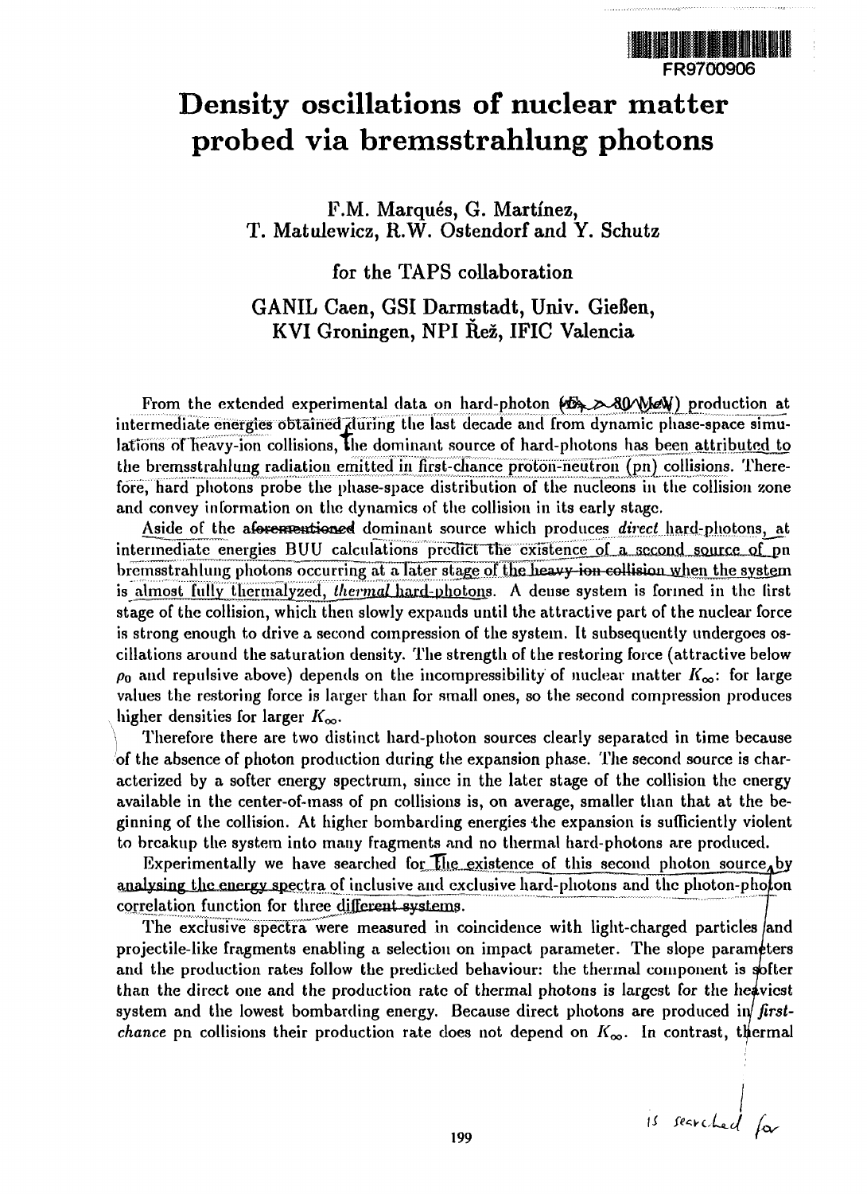FR9700906

# Density oscillations of nuclear matter probed via bremsstrahlung photons

F.M. Marqués, G. Martínez, T. Matulewicz, R.W. Ostendorf and Y. Schutz

for the TAPS collaboration

GANIL Caen, GSI Darmstadt, Univ. Gießen, KVI Groningen, NPI Řež, IFIC Valencia

From the extended experimental data on hard-photon ($E_\gamma > 30$ MeV) production at intermediate energies obtained during the last decade and from dynamic phase-space simulations of heavy-ion collisions, the dominant source of hard-photons has been attributed to the bremsstrahlung radiation emitted in first-chance proton-neutron (pn) collisions. Therefore, hard photons probe the phase-space distribution of the nucleons in the collision zone and convey information on the dynamics of the collision in its early stage.

Aside of the aforementioned dominant source which produces *direct* hard-photons, at intermediate energies BUU calculations predict the existence of a second source of pn bremsstrahlung photons occurring at a later stage of the heavy-ion collision when the system is almost fully thermalyzed, *thermal* hard-photons. A dense system is formed in the first stage of the collision, which then slowly expands until the attractive part of the nuclear force is strong enough to drive a second compression of the system. It subsequently undergoes oscillations around the saturation density. The strength of the restoring force (attractive below $\rho_0$ and repulsive above) depends on the incompressibility of nuclear matter $K_\infty$: for large values the restoring force is larger than for small ones, so the second compression produces higher densities for larger $K_\infty$.

Therefore there are two distinct hard-photon sources clearly separated in time because of the absence of photon production during the expansion phase. The second source is characterized by a softer energy spectrum, since in the later stage of the collision the energy available in the center-of-mass of pn collisions is, on average, smaller than that at the beginning of the collision. At higher bombarding energies the expansion is sufficiently violent to breakup the system into many fragments and no thermal hard-photons are produced.

Experimentally we have searched for the existence of this second photon source by analysing the energy spectra of inclusive and exclusive hard-photons and the photon-photon correlation function for three different systems.

The exclusive spectra were measured in coincidence with light-charged particles and projectile-like fragments enabling a selection on impact parameter. The slope parameters and the production rates follow the predicted behaviour: the thermal component is softer than the direct one and the production rate of thermal photons is largest for the heaviest system and the lowest bombarding energy. Because direct photons are produced in *first-chance* pn collisions their production rate does not depend on $K_\infty$. In contrast, thermal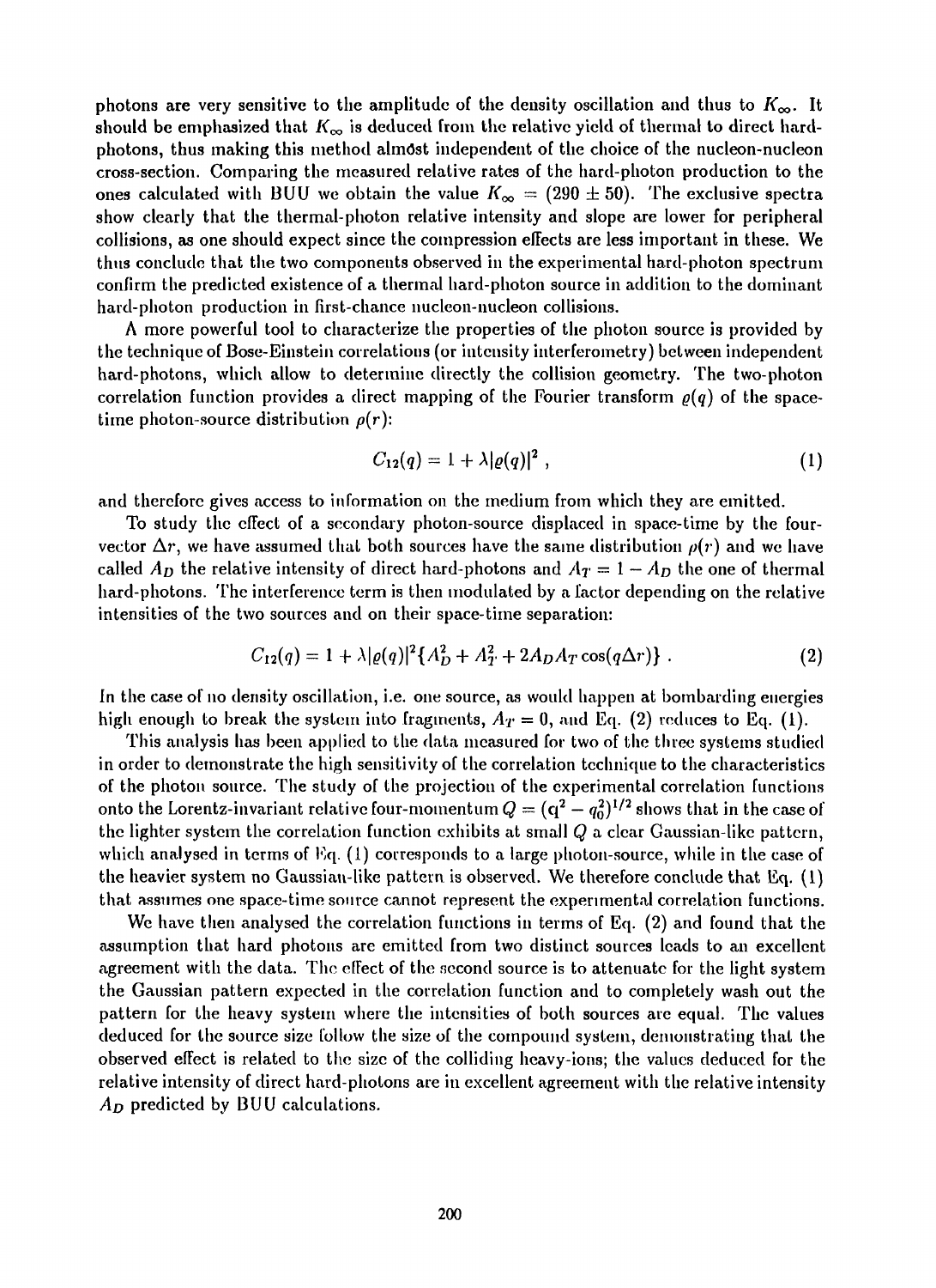photons are very sensitive to the amplitude of the density oscillation and thus to $K_\infty$. It should be emphasized that $K_\infty$ is deduced from the relative yield of thermal to direct hard-photons, thus making this method almost independent of the choice of the nucleon-nucleon cross-section. Comparing the measured relative rates of the hard-photon production to the ones calculated with BUU we obtain the value $K_\infty = (290 \pm 50)$. The exclusive spectra show clearly that the thermal-photon relative intensity and slope are lower for peripheral collisions, as one should expect since the compression effects are less important in these. We thus conclude that the two components observed in the experimental hard-photon spectrum confirm the predicted existence of a thermal hard-photon source in addition to the dominant hard-photon production in first-chance nucleon-nucleon collisions.

A more powerful tool to characterize the properties of the photon source is provided by the technique of Bose-Einstein correlations (or intensity interferometry) between independent hard-photons, which allow to determine directly the collision geometry. The two-photon correlation function provides a direct mapping of the Fourier transform $\varrho(q)$ of the space-time photon-source distribution $\rho(r)$:

$$C_{12}(q) = 1 + \lambda |\varrho(q)|^2 , \tag{1}$$

and therefore gives access to information on the medium from which they are emitted.

To study the effect of a secondary photon-source displaced in space-time by the four-vector $\Delta r$, we have assumed that both sources have the same distribution $\rho(r)$ and we have called $A_D$ the relative intensity of direct hard-photons and $A_T = 1 - A_D$ the one of thermal hard-photons. The interference term is then modulated by a factor depending on the relative intensities of the two sources and on their space-time separation:

$$C_{12}(q) = 1 + \lambda |\varrho(q)|^2 \{A_D^2 + A_T^2 + 2A_D A_T \cos(q\Delta r)\} . \tag{2}$$

In the case of no density oscillation, i.e. one source, as would happen at bombarding energies high enough to break the system into fragments, $A_T = 0$, and Eq. (2) reduces to Eq. (1).

This analysis has been applied to the data measured for two of the three systems studied in order to demonstrate the high sensitivity of the correlation technique to the characteristics of the photon source. The study of the projection of the experimental correlation functions onto the Lorentz-invariant relative four-momentum $Q = (\mathbf{q}^2 - q_0^2)^{1/2}$ shows that in the case of the lighter system the correlation function exhibits at small $Q$ a clear Gaussian-like pattern, which analysed in terms of Eq. (1) corresponds to a large photon-source, while in the case of the heavier system no Gaussian-like pattern is observed. We therefore conclude that Eq. (1) that assumes one space-time source cannot represent the experimental correlation functions.

We have then analysed the correlation functions in terms of Eq. (2) and found that the assumption that hard photons are emitted from two distinct sources leads to an excellent agreement with the data. The effect of the second source is to attenuate for the light system the Gaussian pattern expected in the correlation function and to completely wash out the pattern for the heavy system where the intensities of both sources are equal. The values deduced for the source size follow the size of the compound system, demonstrating that the observed effect is related to the size of the colliding heavy-ions; the values deduced for the relative intensity of direct hard-photons are in excellent agreement with the relative intensity $A_D$ predicted by BUU calculations.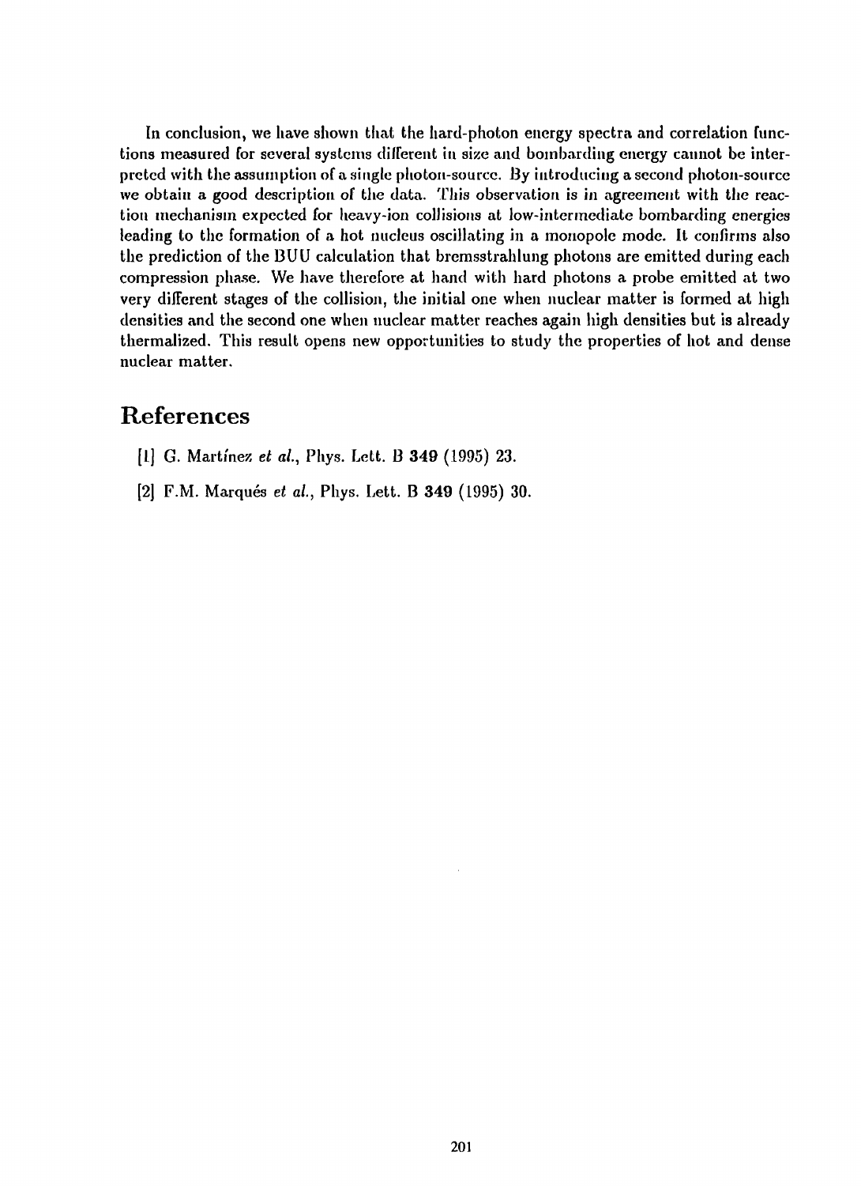In conclusion, we have shown that the hard-photon energy spectra and correlation functions measured for several systems different in size and bombarding energy cannot be interpreted with the assumption of a single photon-source. By introducing a second photon-source we obtain a good description of the data. This observation is in agreement with the reaction mechanism expected for heavy-ion collisions at low-intermediate bombarding energies leading to the formation of a hot nucleus oscillating in a monopole mode. It confirms also the prediction of the BUU calculation that bremsstrahlung photons are emitted during each compression phase. We have therefore at hand with hard photons a probe emitted at two very different stages of the collision, the initial one when nuclear matter is formed at high densities and the second one when nuclear matter reaches again high densities but is already thermalized. This result opens new opportunities to study the properties of hot and dense nuclear matter.

# References

[1] G. Martínez *et al.*, Phys. Lett. B **349** (1995) 23.

[2] F.M. Marqués *et al.*, Phys. Lett. B **349** (1995) 30.